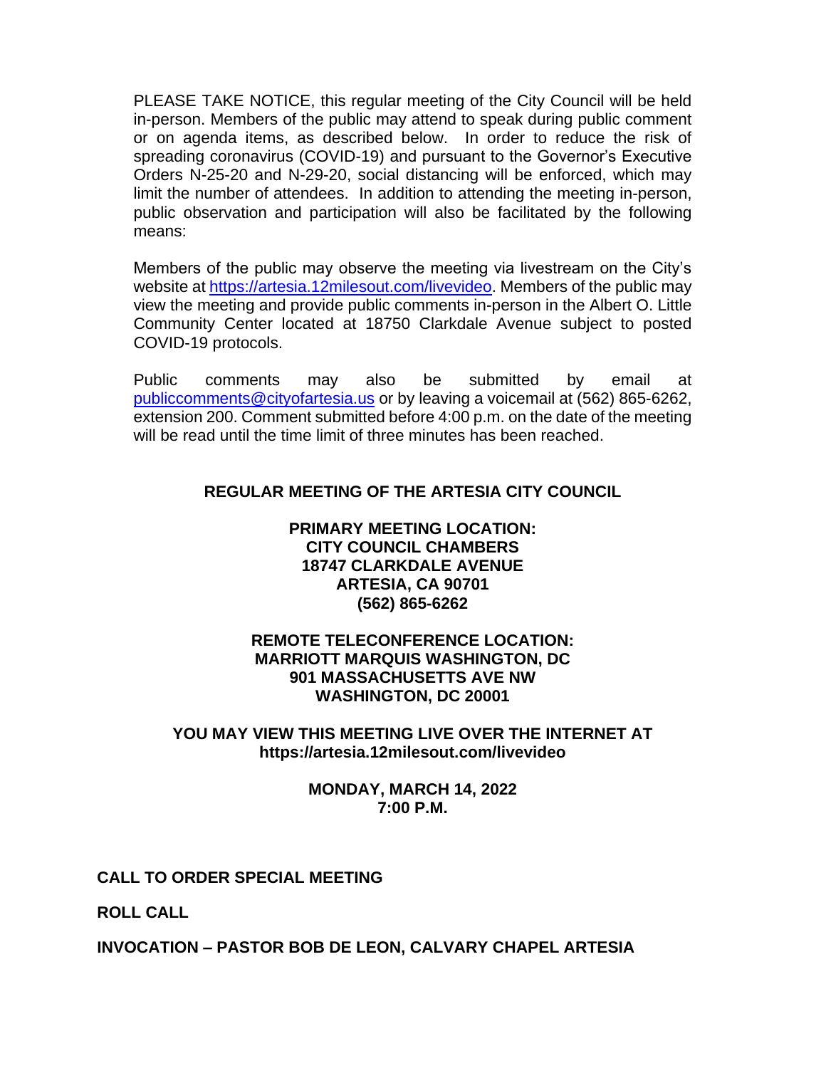PLEASE TAKE NOTICE, this regular meeting of the City Council will be held in-person. Members of the public may attend to speak during public comment or on agenda items, as described below. In order to reduce the risk of spreading coronavirus (COVID-19) and pursuant to the Governor's Executive Orders N-25-20 and N-29-20, social distancing will be enforced, which may limit the number of attendees. In addition to attending the meeting in-person, public observation and participation will also be facilitated by the following means:

Members of the public may observe the meeting via livestream on the City's website at https://artesia.12milesout.com/livevideo. Members of the public may view the meeting and provide public comments in-person in the Albert O. Little Community Center located at 18750 Clarkdale Avenue subject to posted COVID-19 protocols.

Public comments may also be submitted by email at publiccomments@cityofartesia.us or by leaving a voicemail at (562) 865-6262, extension 200. Comment submitted before 4:00 p.m. on the date of the meeting will be read until the time limit of three minutes has been reached.

**REGULAR MEETING OF THE ARTESIA CITY COUNCIL**

**PRIMARY MEETING LOCATION:**
**CITY COUNCIL CHAMBERS**
**18747 CLARKDALE AVENUE**
**ARTESIA, CA 90701**
**(562) 865-6262**

**REMOTE TELECONFERENCE LOCATION:**
**MARRIOTT MARQUIS WASHINGTON, DC**
**901 MASSACHUSETTS AVE NW**
**WASHINGTON, DC 20001**

**YOU MAY VIEW THIS MEETING LIVE OVER THE INTERNET AT**
**https://artesia.12milesout.com/livevideo**

**MONDAY, MARCH 14, 2022**
**7:00 P.M.**

**CALL TO ORDER SPECIAL MEETING**

**ROLL CALL**

**INVOCATION – PASTOR BOB DE LEON, CALVARY CHAPEL ARTESIA**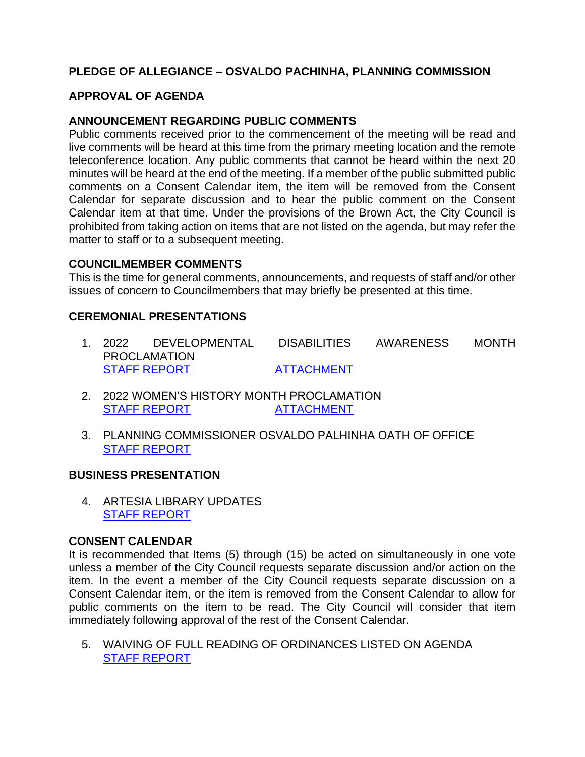**PLEDGE OF ALLEGIANCE – OSVALDO PACHINHA, PLANNING COMMISSION**

**APPROVAL OF AGENDA**

**ANNOUNCEMENT REGARDING PUBLIC COMMENTS**

Public comments received prior to the commencement of the meeting will be read and live comments will be heard at this time from the primary meeting location and the remote teleconference location. Any public comments that cannot be heard within the next 20 minutes will be heard at the end of the meeting. If a member of the public submitted public comments on a Consent Calendar item, the item will be removed from the Consent Calendar for separate discussion and to hear the public comment on the Consent Calendar item at that time. Under the provisions of the Brown Act, the City Council is prohibited from taking action on items that are not listed on the agenda, but may refer the matter to staff or to a subsequent meeting.

**COUNCILMEMBER COMMENTS**

This is the time for general comments, announcements, and requests of staff and/or other issues of concern to Councilmembers that may briefly be presented at this time.

**CEREMONIAL PRESENTATIONS**

1. 2022 DEVELOPMENTAL DISABILITIES AWARENESS MONTH PROCLAMATION
   STAFF REPORT ATTACHMENT

2. 2022 WOMEN'S HISTORY MONTH PROCLAMATION
   STAFF REPORT ATTACHMENT

3. PLANNING COMMISSIONER OSVALDO PALHINHA OATH OF OFFICE
   STAFF REPORT

**BUSINESS PRESENTATION**

4. ARTESIA LIBRARY UPDATES
   STAFF REPORT

**CONSENT CALENDAR**

It is recommended that Items (5) through (15) be acted on simultaneously in one vote unless a member of the City Council requests separate discussion and/or action on the item. In the event a member of the City Council requests separate discussion on a Consent Calendar item, or the item is removed from the Consent Calendar to allow for public comments on the item to be read. The City Council will consider that item immediately following approval of the rest of the Consent Calendar.

5. WAIVING OF FULL READING OF ORDINANCES LISTED ON AGENDA
   STAFF REPORT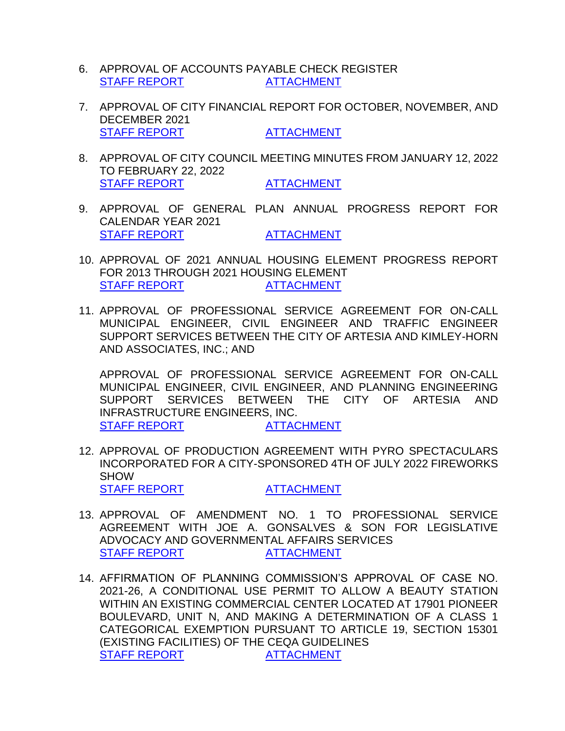6. APPROVAL OF ACCOUNTS PAYABLE CHECK REGISTER
   STAFF REPORT ATTACHMENT

7. APPROVAL OF CITY FINANCIAL REPORT FOR OCTOBER, NOVEMBER, AND DECEMBER 2021
   STAFF REPORT ATTACHMENT

8. APPROVAL OF CITY COUNCIL MEETING MINUTES FROM JANUARY 12, 2022 TO FEBRUARY 22, 2022
   STAFF REPORT ATTACHMENT

9. APPROVAL OF GENERAL PLAN ANNUAL PROGRESS REPORT FOR CALENDAR YEAR 2021
   STAFF REPORT ATTACHMENT

10. APPROVAL OF 2021 ANNUAL HOUSING ELEMENT PROGRESS REPORT FOR 2013 THROUGH 2021 HOUSING ELEMENT
    STAFF REPORT ATTACHMENT

11. APPROVAL OF PROFESSIONAL SERVICE AGREEMENT FOR ON-CALL MUNICIPAL ENGINEER, CIVIL ENGINEER AND TRAFFIC ENGINEER SUPPORT SERVICES BETWEEN THE CITY OF ARTESIA AND KIMLEY-HORN AND ASSOCIATES, INC.; AND

    APPROVAL OF PROFESSIONAL SERVICE AGREEMENT FOR ON-CALL MUNICIPAL ENGINEER, CIVIL ENGINEER, AND PLANNING ENGINEERING SUPPORT SERVICES BETWEEN THE CITY OF ARTESIA AND INFRASTRUCTURE ENGINEERS, INC.
    STAFF REPORT ATTACHMENT

12. APPROVAL OF PRODUCTION AGREEMENT WITH PYRO SPECTACULARS INCORPORATED FOR A CITY-SPONSORED 4TH OF JULY 2022 FIREWORKS SHOW
    STAFF REPORT ATTACHMENT

13. APPROVAL OF AMENDMENT NO. 1 TO PROFESSIONAL SERVICE AGREEMENT WITH JOE A. GONSALVES & SON FOR LEGISLATIVE ADVOCACY AND GOVERNMENTAL AFFAIRS SERVICES
    STAFF REPORT ATTACHMENT

14. AFFIRMATION OF PLANNING COMMISSION'S APPROVAL OF CASE NO. 2021-26, A CONDITIONAL USE PERMIT TO ALLOW A BEAUTY STATION WITHIN AN EXISTING COMMERCIAL CENTER LOCATED AT 17901 PIONEER BOULEVARD, UNIT N, AND MAKING A DETERMINATION OF A CLASS 1 CATEGORICAL EXEMPTION PURSUANT TO ARTICLE 19, SECTION 15301 (EXISTING FACILITIES) OF THE CEQA GUIDELINES
    STAFF REPORT ATTACHMENT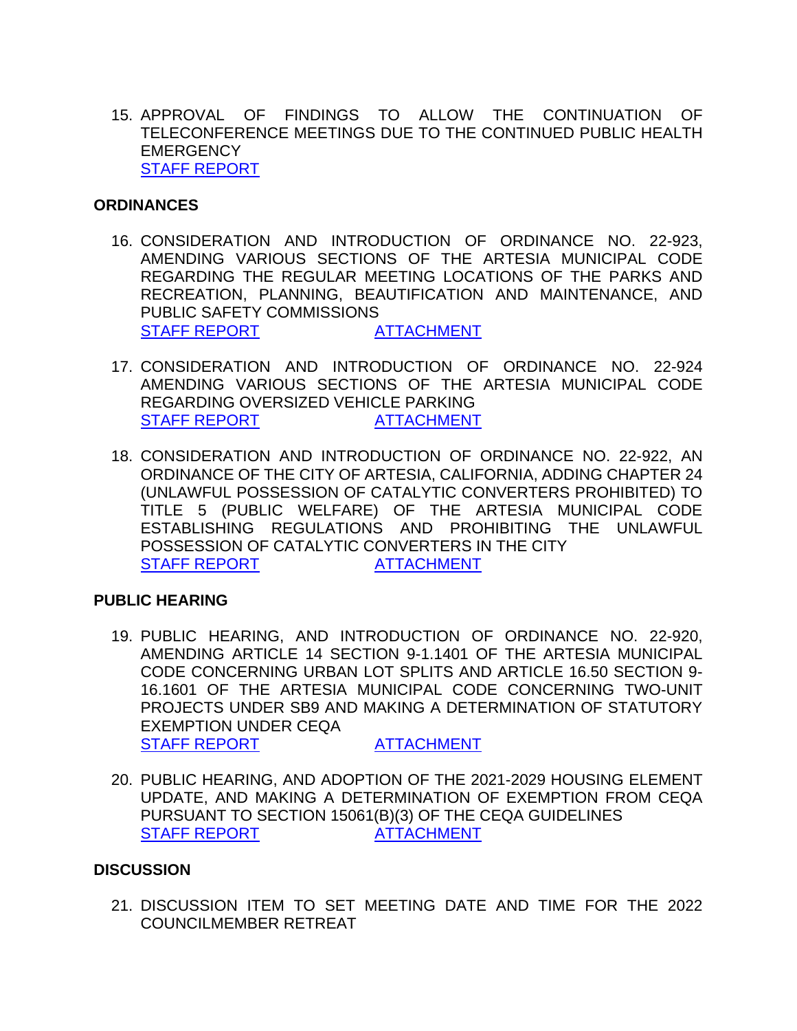15. APPROVAL OF FINDINGS TO ALLOW THE CONTINUATION OF TELECONFERENCE MEETINGS DUE TO THE CONTINUED PUBLIC HEALTH EMERGENCY
    STAFF REPORT

**ORDINANCES**

16. CONSIDERATION AND INTRODUCTION OF ORDINANCE NO. 22-923, AMENDING VARIOUS SECTIONS OF THE ARTESIA MUNICIPAL CODE REGARDING THE REGULAR MEETING LOCATIONS OF THE PARKS AND RECREATION, PLANNING, BEAUTIFICATION AND MAINTENANCE, AND PUBLIC SAFETY COMMISSIONS
    STAFF REPORT ATTACHMENT

17. CONSIDERATION AND INTRODUCTION OF ORDINANCE NO. 22-924 AMENDING VARIOUS SECTIONS OF THE ARTESIA MUNICIPAL CODE REGARDING OVERSIZED VEHICLE PARKING
    STAFF REPORT ATTACHMENT

18. CONSIDERATION AND INTRODUCTION OF ORDINANCE NO. 22-922, AN ORDINANCE OF THE CITY OF ARTESIA, CALIFORNIA, ADDING CHAPTER 24 (UNLAWFUL POSSESSION OF CATALYTIC CONVERTERS PROHIBITED) TO TITLE 5 (PUBLIC WELFARE) OF THE ARTESIA MUNICIPAL CODE ESTABLISHING REGULATIONS AND PROHIBITING THE UNLAWFUL POSSESSION OF CATALYTIC CONVERTERS IN THE CITY
    STAFF REPORT ATTACHMENT

**PUBLIC HEARING**

19. PUBLIC HEARING, AND INTRODUCTION OF ORDINANCE NO. 22-920, AMENDING ARTICLE 14 SECTION 9-1.1401 OF THE ARTESIA MUNICIPAL CODE CONCERNING URBAN LOT SPLITS AND ARTICLE 16.50 SECTION 9-16.1601 OF THE ARTESIA MUNICIPAL CODE CONCERNING TWO-UNIT PROJECTS UNDER SB9 AND MAKING A DETERMINATION OF STATUTORY EXEMPTION UNDER CEQA
    STAFF REPORT ATTACHMENT

20. PUBLIC HEARING, AND ADOPTION OF THE 2021-2029 HOUSING ELEMENT UPDATE, AND MAKING A DETERMINATION OF EXEMPTION FROM CEQA PURSUANT TO SECTION 15061(B)(3) OF THE CEQA GUIDELINES
    STAFF REPORT ATTACHMENT

**DISCUSSION**

21. DISCUSSION ITEM TO SET MEETING DATE AND TIME FOR THE 2022 COUNCILMEMBER RETREAT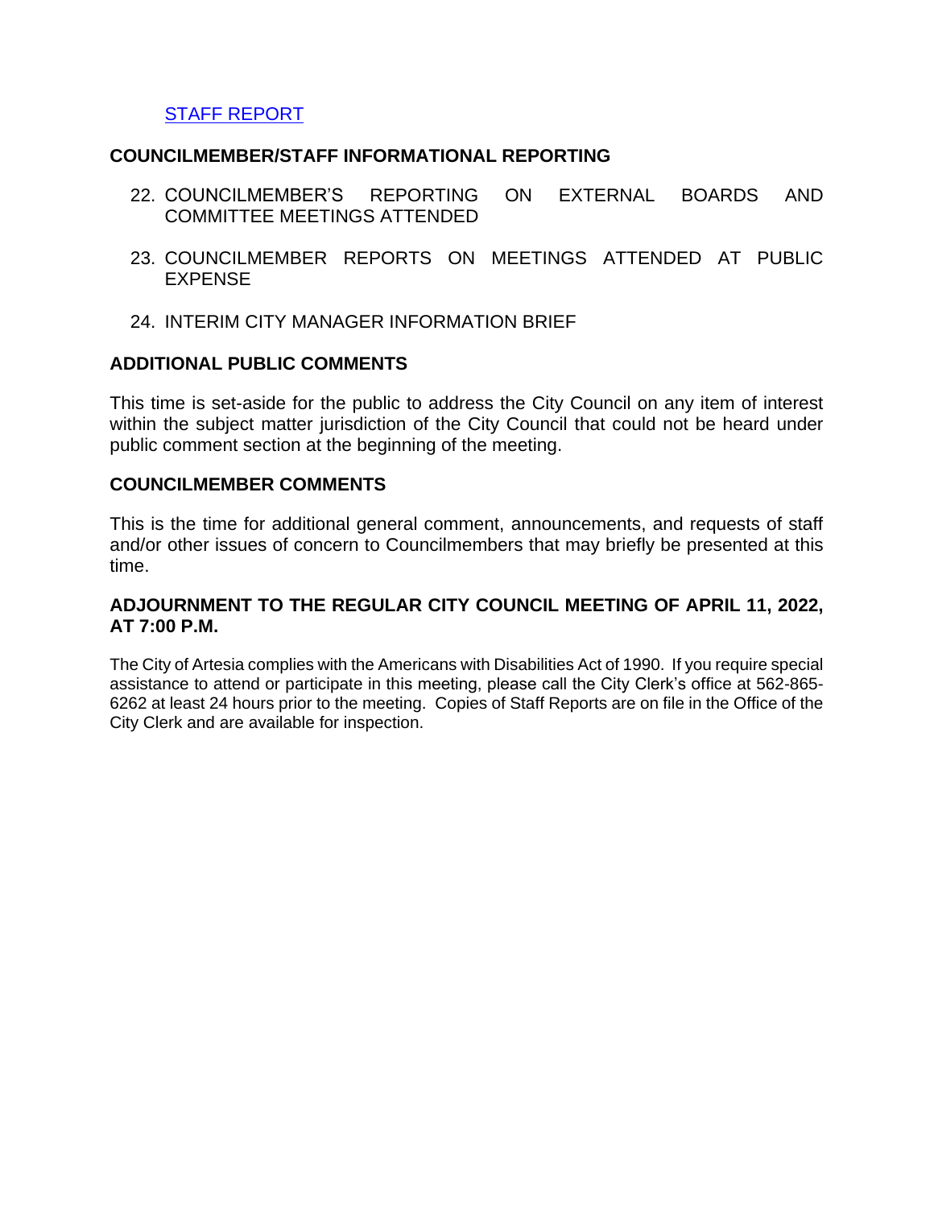[STAFF REPORT]

**COUNCILMEMBER/STAFF INFORMATIONAL REPORTING**

22. COUNCILMEMBER'S REPORTING ON EXTERNAL BOARDS AND COMMITTEE MEETINGS ATTENDED

23. COUNCILMEMBER REPORTS ON MEETINGS ATTENDED AT PUBLIC EXPENSE

24. INTERIM CITY MANAGER INFORMATION BRIEF

**ADDITIONAL PUBLIC COMMENTS**

This time is set-aside for the public to address the City Council on any item of interest within the subject matter jurisdiction of the City Council that could not be heard under public comment section at the beginning of the meeting.

**COUNCILMEMBER COMMENTS**

This is the time for additional general comment, announcements, and requests of staff and/or other issues of concern to Councilmembers that may briefly be presented at this time.

**ADJOURNMENT TO THE REGULAR CITY COUNCIL MEETING OF APRIL 11, 2022, AT 7:00 P.M.**

The City of Artesia complies with the Americans with Disabilities Act of 1990. If you require special assistance to attend or participate in this meeting, please call the City Clerk's office at 562-865-6262 at least 24 hours prior to the meeting. Copies of Staff Reports are on file in the Office of the City Clerk and are available for inspection.